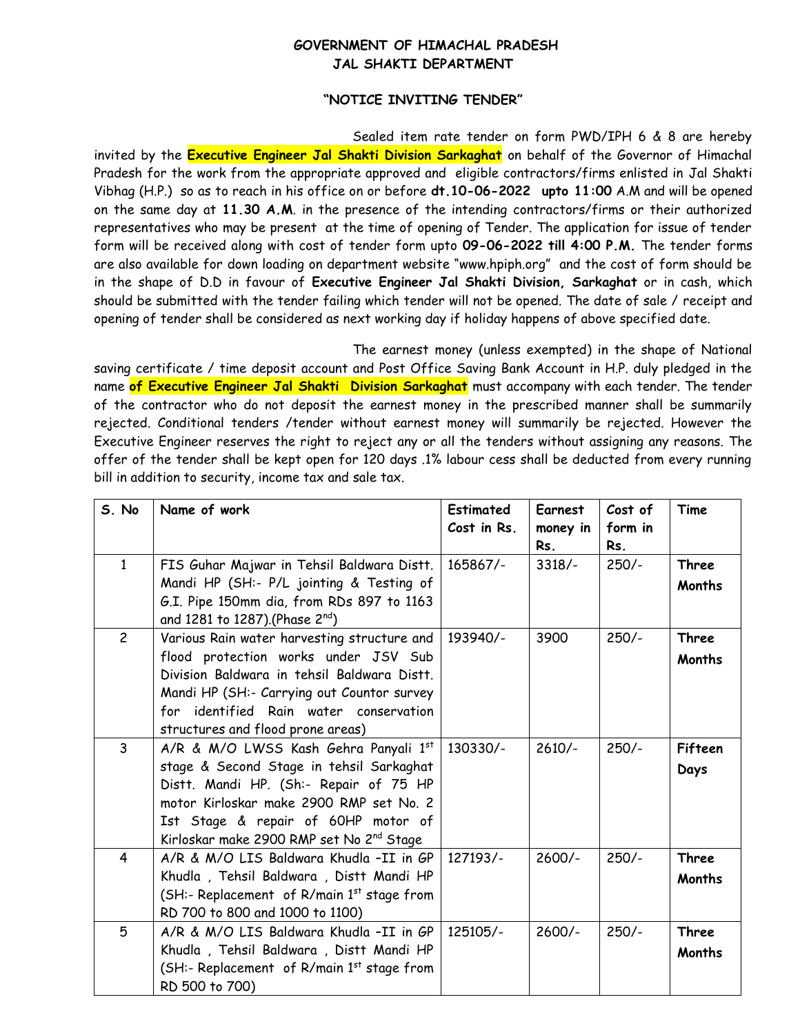# GOVERNMENT OF HIMACHAL PRADESH
## JAL SHAKTI DEPARTMENT

### "NOTICE INVITING TENDER"

Sealed item rate tender on form PWD/IPH 6 & 8 are hereby invited by the **Executive Engineer Jal Shakti Division Sarkaghat** on behalf of the Governor of Himachal Pradesh for the work from the appropriate approved and eligible contractors/firms enlisted in Jal Shakti Vibhag (H.P.) so as to reach in his office on or before **dt.10-06-2022 upto 11:00** A.M and will be opened on the same day at **11.30 A.M**. in the presence of the intending contractors/firms or their authorized representatives who may be present at the time of opening of Tender. The application for issue of tender form will be received along with cost of tender form upto **09-06-2022 till 4:00 P.M.** The tender forms are also available for down loading on department website "www.hpiph.org" and the cost of form should be in the shape of D.D in favour of **Executive Engineer Jal Shakti Division, Sarkaghat** or in cash, which should be submitted with the tender failing which tender will not be opened. The date of sale / receipt and opening of tender shall be considered as next working day if holiday happens of above specified date.

The earnest money (unless exempted) in the shape of National saving certificate / time deposit account and Post Office Saving Bank Account in H.P. duly pledged in the name **of Executive Engineer Jal Shakti Division Sarkaghat** must accompany with each tender. The tender of the contractor who do not deposit the earnest money in the prescribed manner shall be summarily rejected. Conditional tenders /tender without earnest money will summarily be rejected. However the Executive Engineer reserves the right to reject any or all the tenders without assigning any reasons. The offer of the tender shall be kept open for 120 days .1% labour cess shall be deducted from every running bill in addition to security, income tax and sale tax.

| S. No | Name of work | Estimated Cost in Rs. | Earnest money in Rs. | Cost of form in Rs. | Time |
|---|---|---|---|---|---|
| 1 | FIS Guhar Majwar in Tehsil Baldwara Distt. Mandi HP (SH:- P/L jointing & Testing of G.I. Pipe 150mm dia, from RDs 897 to 1163 and 1281 to 1287).(Phase 2nd) | 165867/- | 3318/- | 250/- | **Three Months** |
| 2 | Various Rain water harvesting structure and flood protection works under JSV Sub Division Baldwara in tehsil Baldwara Distt. Mandi HP (SH:- Carrying out Countor survey for identified Rain water conservation structures and flood prone areas) | 193940/- | 3900 | 250/- | **Three Months** |
| 3 | A/R & M/O LWSS Kash Gehra Panyali 1st stage & Second Stage in tehsil Sarkaghat Distt. Mandi HP. (Sh:- Repair of 75 HP motor Kirloskar make 2900 RMP set No. 2 Ist Stage & repair of 60HP motor of Kirloskar make 2900 RMP set No 2nd Stage | 130330/- | 2610/- | 250/- | **Fifteen Days** |
| 4 | A/R & M/O LIS Baldwara Khudla –II in GP Khudla , Tehsil Baldwara , Distt Mandi HP (SH:- Replacement of R/main 1st stage from RD 700 to 800 and 1000 to 1100) | 127193/- | 2600/- | 250/- | **Three Months** |
| 5 | A/R & M/O LIS Baldwara Khudla –II in GP Khudla , Tehsil Baldwara , Distt Mandi HP (SH:- Replacement of R/main 1st stage from RD 500 to 700) | 125105/- | 2600/- | 250/- | **Three Months** |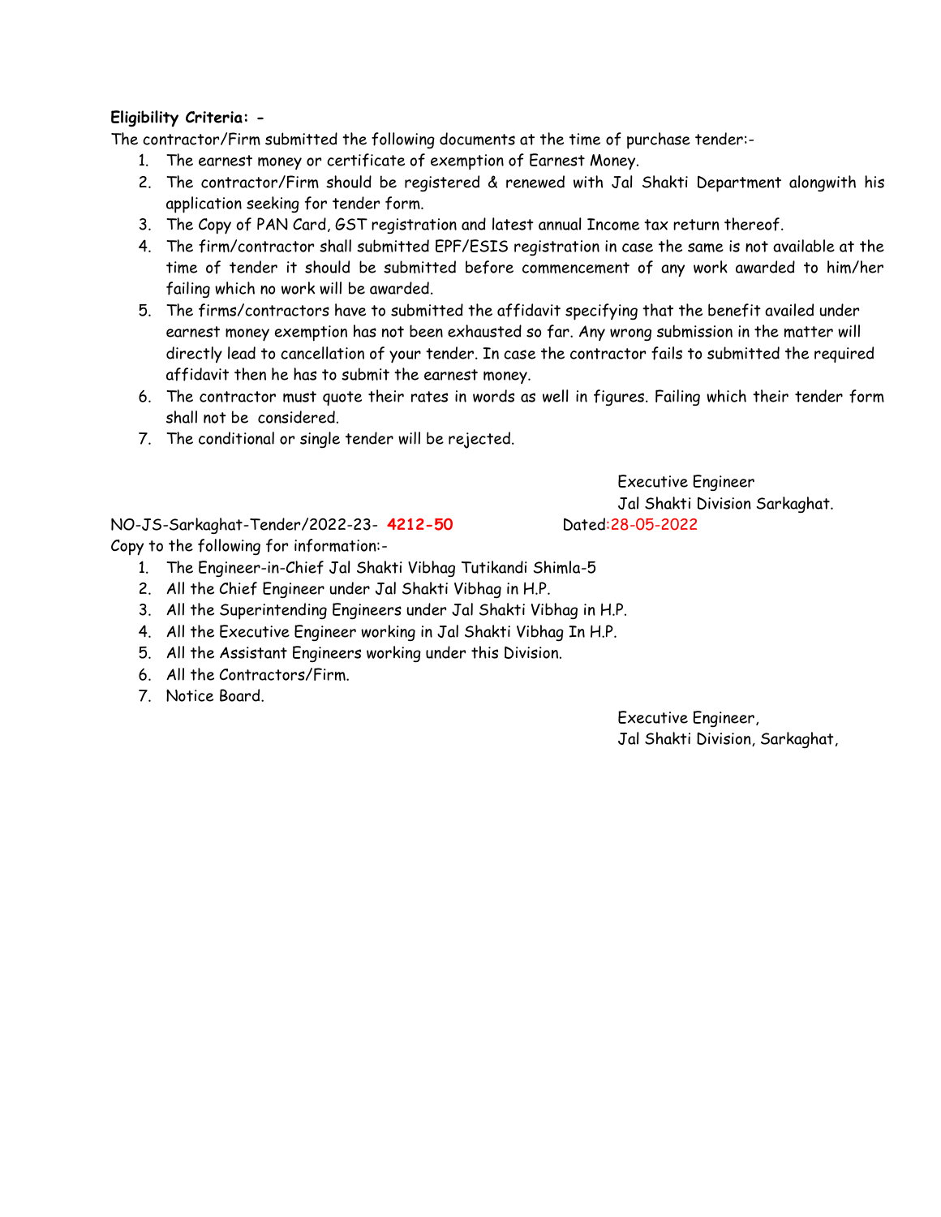**Eligibility Criteria: -**

The contractor/Firm submitted the following documents at the time of purchase tender:-

1. The earnest money or certificate of exemption of Earnest Money.
2. The contractor/Firm should be registered & renewed with Jal Shakti Department alongwith his application seeking for tender form.
3. The Copy of PAN Card, GST registration and latest annual Income tax return thereof.
4. The firm/contractor shall submitted EPF/ESIS registration in case the same is not available at the time of tender it should be submitted before commencement of any work awarded to him/her failing which no work will be awarded.
5. The firms/contractors have to submitted the affidavit specifying that the benefit availed under earnest money exemption has not been exhausted so far. Any wrong submission in the matter will directly lead to cancellation of your tender. In case the contractor fails to submitted the required affidavit then he has to submit the earnest money.
6. The contractor must quote their rates in words as well in figures. Failing which their tender form shall not be considered.
7. The conditional or single tender will be rejected.

Executive Engineer
Jal Shakti Division Sarkaghat.

NO-JS-Sarkaghat-Tender/2022-23- **4212-50** Dated:28-05-2022

Copy to the following for information:-

1. The Engineer-in-Chief Jal Shakti Vibhag Tutikandi Shimla-5
2. All the Chief Engineer under Jal Shakti Vibhag in H.P.
3. All the Superintending Engineers under Jal Shakti Vibhag in H.P.
4. All the Executive Engineer working in Jal Shakti Vibhag In H.P.
5. All the Assistant Engineers working under this Division.
6. All the Contractors/Firm.
7. Notice Board.

Executive Engineer,
Jal Shakti Division, Sarkaghat,